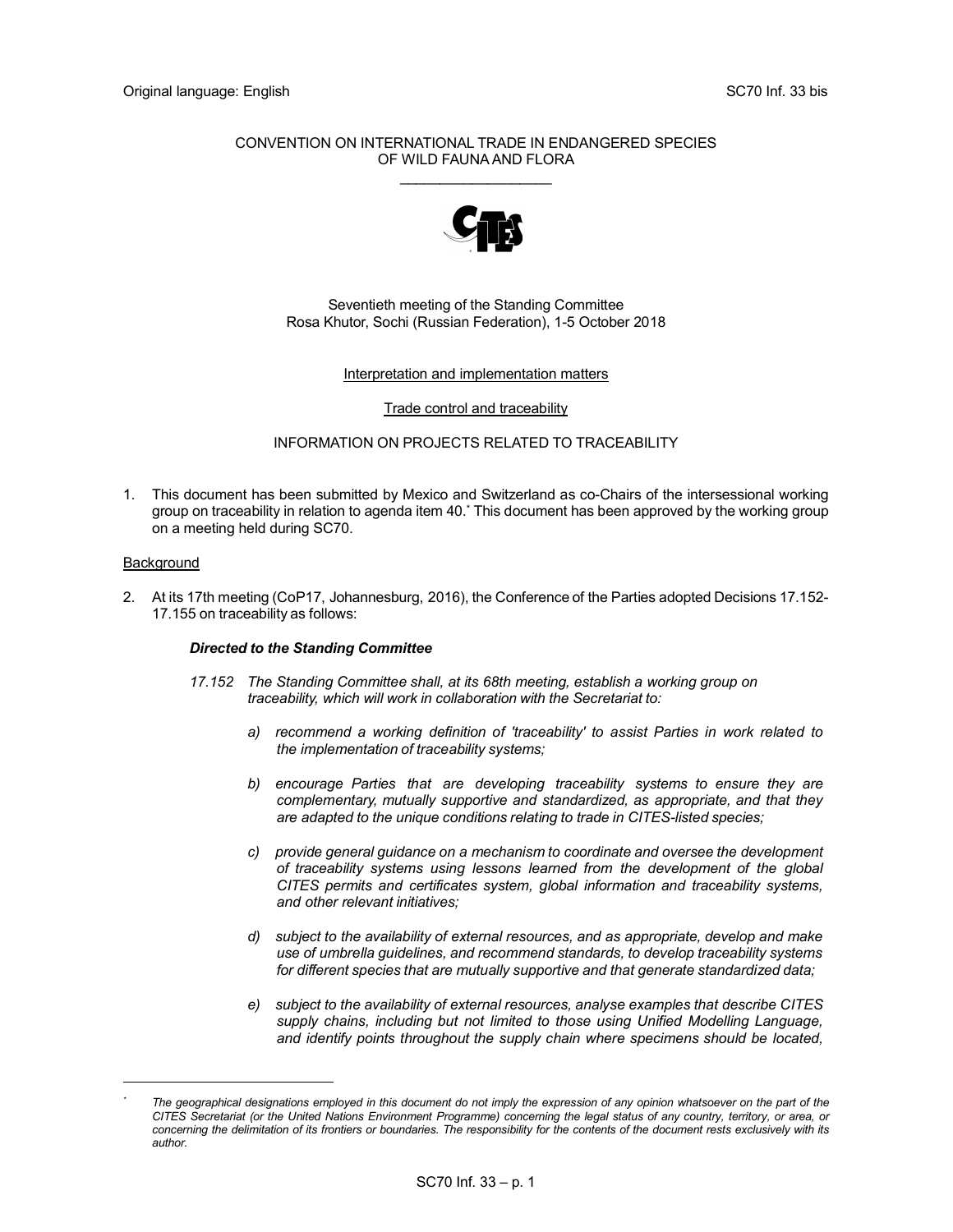Original language: English SC70 Inf. 33 bis

CONVENTION ON INTERNATIONAL TRADE IN ENDANGERED SPECIES OF WILD FAUNA AND FLORA

\_\_\_\_\_\_\_\_\_\_\_\_\_\_\_\_\_\_\_\_

Seventieth meeting of the Standing Committee
Rosa Khutor, Sochi (Russian Federation), 1-5 October 2018

Interpretation and implementation matters

Trade control and traceability

INFORMATION ON PROJECTS RELATED TO TRACEABILITY

1. This document has been submitted by Mexico and Switzerland as co-Chairs of the intersessional working group on traceability in relation to agenda item 40.* This document has been approved by the working group on a meeting held during SC70.

## Background

2. At its 17th meeting (CoP17, Johannesburg, 2016), the Conference of the Parties adopted Decisions 17.152-17.155 on traceability as follows:

   ***Directed to the Standing Committee***

   *17.152 The Standing Committee shall, at its 68th meeting, establish a working group on traceability, which will work in collaboration with the Secretariat to:*

   *a) recommend a working definition of 'traceability' to assist Parties in work related to the implementation of traceability systems;*

   *b) encourage Parties that are developing traceability systems to ensure they are complementary, mutually supportive and standardized, as appropriate, and that they are adapted to the unique conditions relating to trade in CITES-listed species;*

   *c) provide general guidance on a mechanism to coordinate and oversee the development of traceability systems using lessons learned from the development of the global CITES permits and certificates system, global information and traceability systems, and other relevant initiatives;*

   *d) subject to the availability of external resources, and as appropriate, develop and make use of umbrella guidelines, and recommend standards, to develop traceability systems for different species that are mutually supportive and that generate standardized data;*

   *e) subject to the availability of external resources, analyse examples that describe CITES supply chains, including but not limited to those using Unified Modelling Language, and identify points throughout the supply chain where specimens should be located,*

---

\* *The geographical designations employed in this document do not imply the expression of any opinion whatsoever on the part of the CITES Secretariat (or the United Nations Environment Programme) concerning the legal status of any country, territory, or area, or concerning the delimitation of its frontiers or boundaries. The responsibility for the contents of the document rests exclusively with its author.*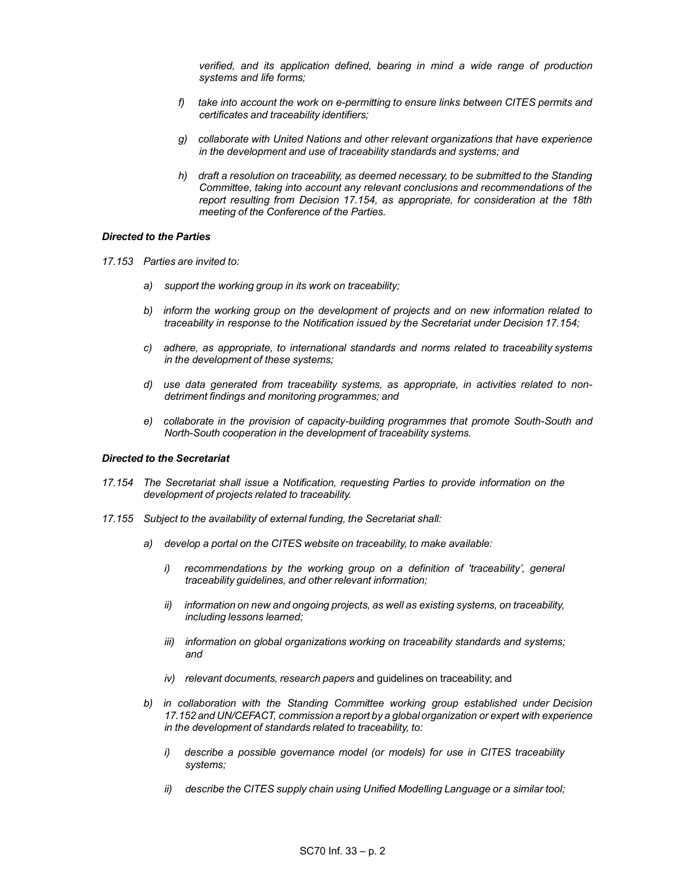*verified, and its application defined, bearing in mind a wide range of production systems and life forms;*

*f) take into account the work on e-permitting to ensure links between CITES permits and certificates and traceability identifiers;*

*g) collaborate with United Nations and other relevant organizations that have experience in the development and use of traceability standards and systems; and*

*h) draft a resolution on traceability, as deemed necessary, to be submitted to the Standing Committee, taking into account any relevant conclusions and recommendations of the report resulting from Decision 17.154, as appropriate, for consideration at the 18th meeting of the Conference of the Parties.*

***Directed to the Parties***

*17.153 Parties are invited to:*

*a) support the working group in its work on traceability;*

*b) inform the working group on the development of projects and on new information related to traceability in response to the Notification issued by the Secretariat under Decision 17.154;*

*c) adhere, as appropriate, to international standards and norms related to traceability systems in the development of these systems;*

*d) use data generated from traceability systems, as appropriate, in activities related to non-detriment findings and monitoring programmes; and*

*e) collaborate in the provision of capacity-building programmes that promote South-South and North-South cooperation in the development of traceability systems.*

***Directed to the Secretariat***

*17.154 The Secretariat shall issue a Notification, requesting Parties to provide information on the development of projects related to traceability.*

*17.155 Subject to the availability of external funding, the Secretariat shall:*

*a) develop a portal on the CITES website on traceability, to make available:*

*i) recommendations by the working group on a definition of 'traceability', general traceability guidelines, and other relevant information;*

*ii) information on new and ongoing projects, as well as existing systems, on traceability, including lessons learned;*

*iii) information on global organizations working on traceability standards and systems; and*

*iv) relevant documents, research papers* and guidelines on traceability; and

*b) in collaboration with the Standing Committee working group established under Decision 17.152 and UN/CEFACT, commission a report by a global organization or expert with experience in the development of standards related to traceability, to:*

*i) describe a possible governance model (or models) for use in CITES traceability systems;*

*ii) describe the CITES supply chain using Unified Modelling Language or a similar tool;*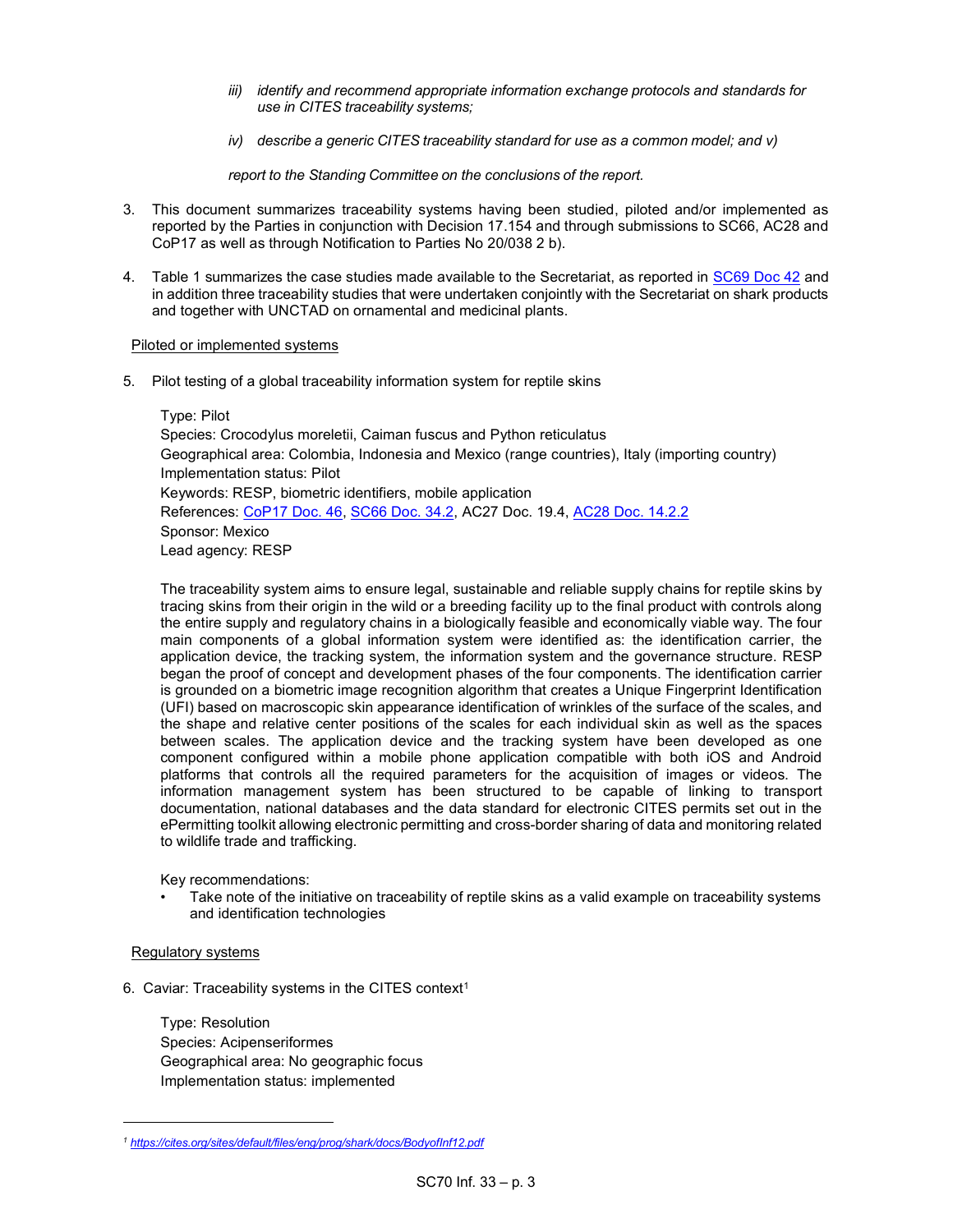*iii) identify and recommend appropriate information exchange protocols and standards for use in CITES traceability systems;*

*iv) describe a generic CITES traceability standard for use as a common model; and v)*

*report to the Standing Committee on the conclusions of the report.*

3. This document summarizes traceability systems having been studied, piloted and/or implemented as reported by the Parties in conjunction with Decision 17.154 and through submissions to SC66, AC28 and CoP17 as well as through Notification to Parties No 20/038 2 b).

4. Table 1 summarizes the case studies made available to the Secretariat, as reported in SC69 Doc 42 and in addition three traceability studies that were undertaken conjointly with the Secretariat on shark products and together with UNCTAD on ornamental and medicinal plants.

Piloted or implemented systems

5. Pilot testing of a global traceability information system for reptile skins

   Type: Pilot
   Species: Crocodylus moreletii, Caiman fuscus and Python reticulatus
   Geographical area: Colombia, Indonesia and Mexico (range countries), Italy (importing country)
   Implementation status: Pilot
   Keywords: RESP, biometric identifiers, mobile application
   References: CoP17 Doc. 46, SC66 Doc. 34.2, AC27 Doc. 19.4, AC28 Doc. 14.2.2
   Sponsor: Mexico
   Lead agency: RESP

   The traceability system aims to ensure legal, sustainable and reliable supply chains for reptile skins by tracing skins from their origin in the wild or a breeding facility up to the final product with controls along the entire supply and regulatory chains in a biologically feasible and economically viable way. The four main components of a global information system were identified as: the identification carrier, the application device, the tracking system, the information system and the governance structure. RESP began the proof of concept and development phases of the four components. The identification carrier is grounded on a biometric image recognition algorithm that creates a Unique Fingerprint Identification (UFI) based on macroscopic skin appearance identification of wrinkles of the surface of the scales, and the shape and relative center positions of the scales for each individual skin as well as the spaces between scales. The application device and the tracking system have been developed as one component configured within a mobile phone application compatible with both iOS and Android platforms that controls all the required parameters for the acquisition of images or videos. The information management system has been structured to be capable of linking to transport documentation, national databases and the data standard for electronic CITES permits set out in the ePermitting toolkit allowing electronic permitting and cross-border sharing of data and monitoring related to wildlife trade and trafficking.

   Key recommendations:
   - Take note of the initiative on traceability of reptile skins as a valid example on traceability systems and identification technologies

Regulatory systems

6. Caviar: Traceability systems in the CITES context[1]

   Type: Resolution
   Species: Acipenseriformes
   Geographical area: No geographic focus
   Implementation status: implemented

[1] https://cites.org/sites/default/files/eng/prog/shark/docs/BodyofInf12.pdf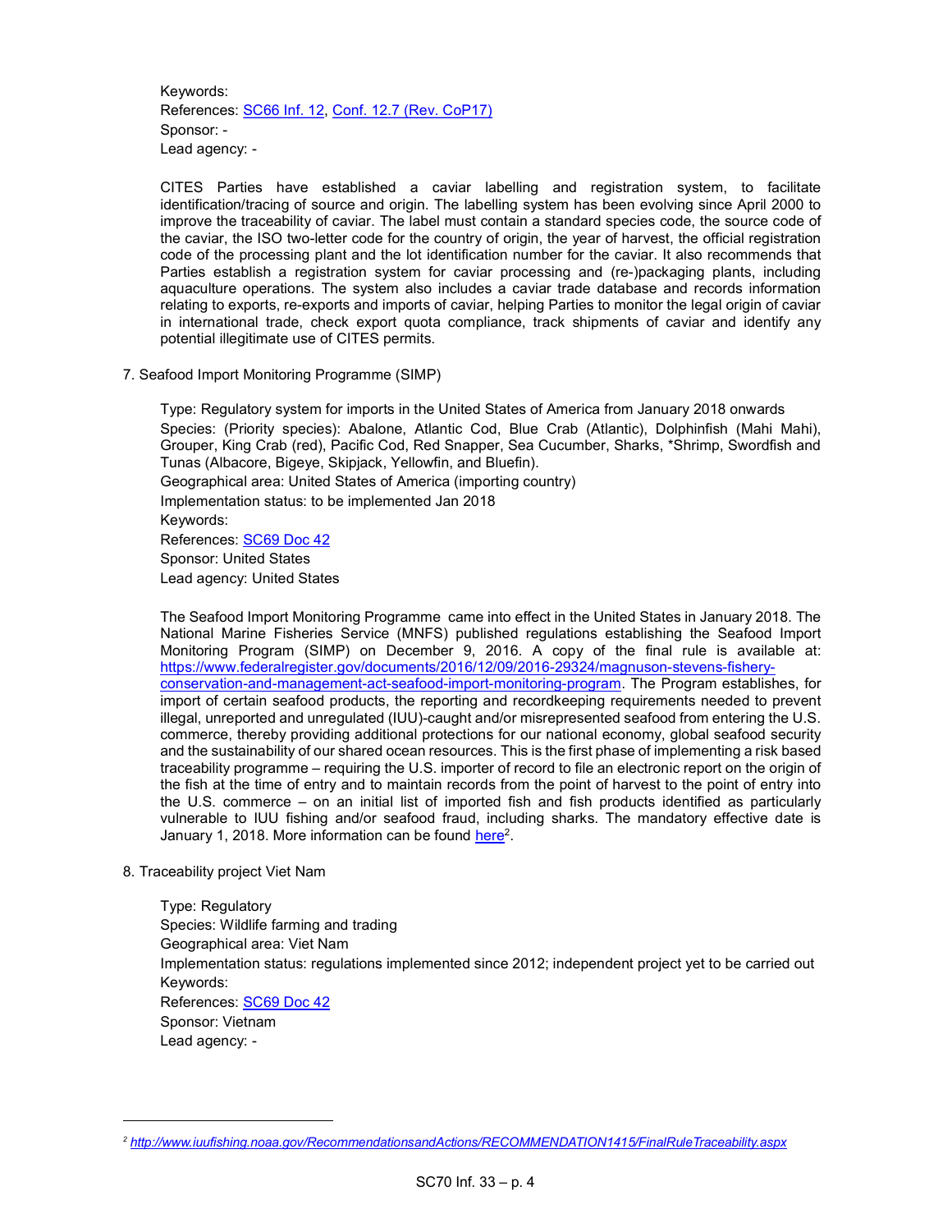Keywords:
References: [SC66 Inf. 12](), [Conf. 12.7 (Rev. CoP17)]()
Sponsor: -
Lead agency: -

CITES Parties have established a caviar labelling and registration system, to facilitate identification/tracing of source and origin. The labelling system has been evolving since April 2000 to improve the traceability of caviar. The label must contain a standard species code, the source code of the caviar, the ISO two-letter code for the country of origin, the year of harvest, the official registration code of the processing plant and the lot identification number for the caviar. It also recommends that Parties establish a registration system for caviar processing and (re-)packaging plants, including aquaculture operations. The system also includes a caviar trade database and records information relating to exports, re-exports and imports of caviar, helping Parties to monitor the legal origin of caviar in international trade, check export quota compliance, track shipments of caviar and identify any potential illegitimate use of CITES permits.

7. Seafood Import Monitoring Programme (SIMP)

Type: Regulatory system for imports in the United States of America from January 2018 onwards
Species: (Priority species): Abalone, Atlantic Cod, Blue Crab (Atlantic), Dolphinfish (Mahi Mahi), Grouper, King Crab (red), Pacific Cod, Red Snapper, Sea Cucumber, Sharks, *Shrimp, Swordfish and Tunas (Albacore, Bigeye, Skipjack, Yellowfin, and Bluefin).
Geographical area: United States of America (importing country)
Implementation status: to be implemented Jan 2018
Keywords:
References: [SC69 Doc 42]()
Sponsor: United States
Lead agency: United States

The Seafood Import Monitoring Programme came into effect in the United States in January 2018. The National Marine Fisheries Service (MNFS) published regulations establishing the Seafood Import Monitoring Program (SIMP) on December 9, 2016. A copy of the final rule is available at: https://www.federalregister.gov/documents/2016/12/09/2016-29324/magnuson-stevens-fishery-conservation-and-management-act-seafood-import-monitoring-program. The Program establishes, for import of certain seafood products, the reporting and recordkeeping requirements needed to prevent illegal, unreported and unregulated (IUU)-caught and/or misrepresented seafood from entering the U.S. commerce, thereby providing additional protections for our national economy, global seafood security and the sustainability of our shared ocean resources. This is the first phase of implementing a risk based traceability programme – requiring the U.S. importer of record to file an electronic report on the origin of the fish at the time of entry and to maintain records from the point of harvest to the point of entry into the U.S. commerce – on an initial list of imported fish and fish products identified as particularly vulnerable to IUU fishing and/or seafood fraud, including sharks. The mandatory effective date is January 1, 2018. More information can be found here[2].

8. Traceability project Viet Nam

Type: Regulatory
Species: Wildlife farming and trading
Geographical area: Viet Nam
Implementation status: regulations implemented since 2012; independent project yet to be carried out
Keywords:
References: [SC69 Doc 42]()
Sponsor: Vietnam
Lead agency: -

---

[2] *http://www.iuufishing.noaa.gov/RecommendationsandActions/RECOMMENDATION1415/FinalRuleTraceability.aspx*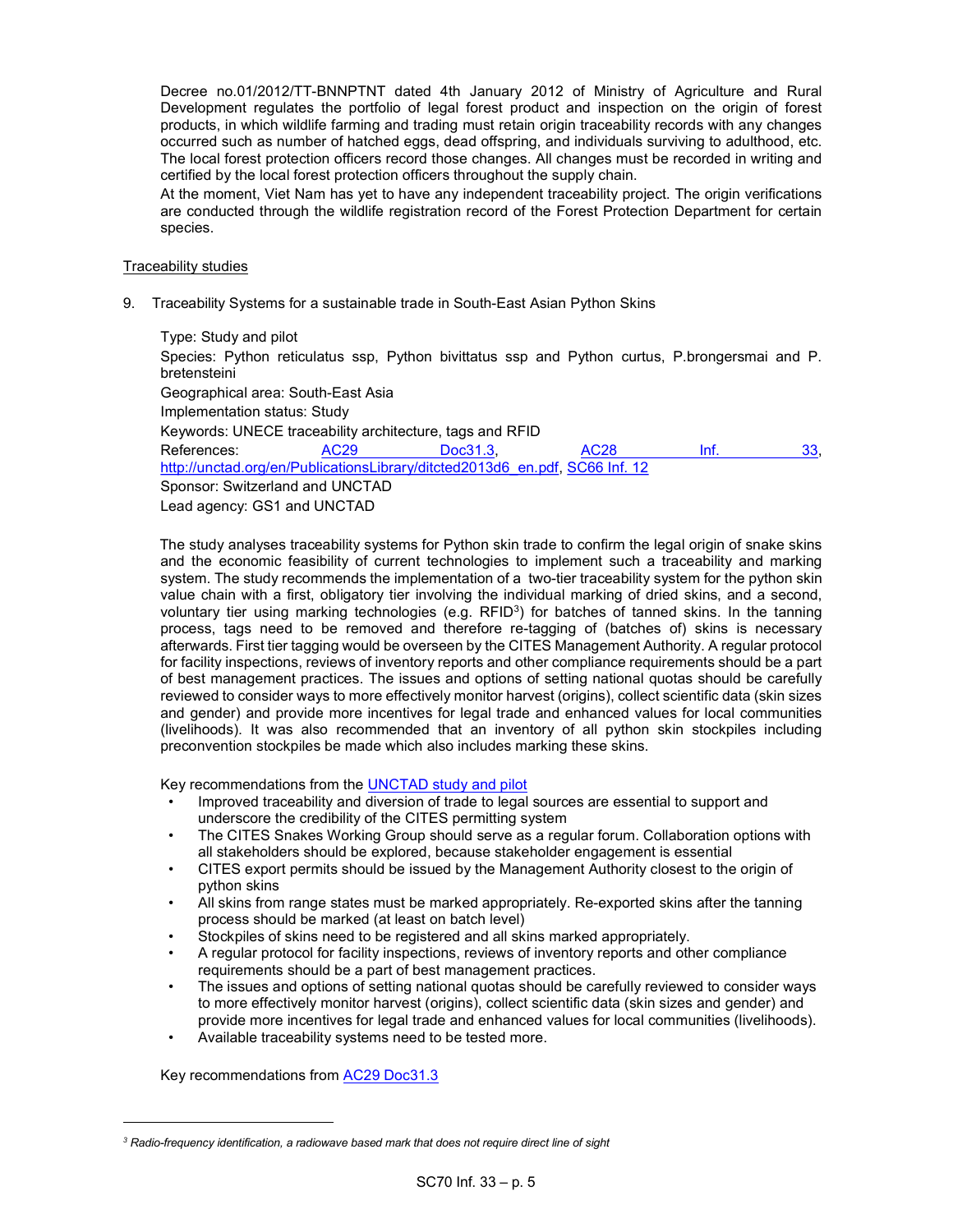Decree no.01/2012/TT-BNNPTNT dated 4th January 2012 of Ministry of Agriculture and Rural Development regulates the portfolio of legal forest product and inspection on the origin of forest products, in which wildlife farming and trading must retain origin traceability records with any changes occurred such as number of hatched eggs, dead offspring, and individuals surviving to adulthood, etc. The local forest protection officers record those changes. All changes must be recorded in writing and certified by the local forest protection officers throughout the supply chain.

At the moment, Viet Nam has yet to have any independent traceability project. The origin verifications are conducted through the wildlife registration record of the Forest Protection Department for certain species.

Traceability studies

9. Traceability Systems for a sustainable trade in South-East Asian Python Skins

Type: Study and pilot

Species: Python reticulatus ssp, Python bivittatus ssp and Python curtus, P.brongersmai and P. bretensteini

Geographical area: South-East Asia

Implementation status: Study

Keywords: UNECE traceability architecture, tags and RFID

References: AC29 Doc31.3, AC28 Inf. 33, http://unctad.org/en/PublicationsLibrary/ditcted2013d6_en.pdf, SC66 Inf. 12

Sponsor: Switzerland and UNCTAD

Lead agency: GS1 and UNCTAD

The study analyses traceability systems for Python skin trade to confirm the legal origin of snake skins and the economic feasibility of current technologies to implement such a traceability and marking system. The study recommends the implementation of a two-tier traceability system for the python skin value chain with a first, obligatory tier involving the individual marking of dried skins, and a second, voluntary tier using marking technologies (e.g. RFID[3]) for batches of tanned skins. In the tanning process, tags need to be removed and therefore re-tagging of (batches of) skins is necessary afterwards. First tier tagging would be overseen by the CITES Management Authority. A regular protocol for facility inspections, reviews of inventory reports and other compliance requirements should be a part of best management practices. The issues and options of setting national quotas should be carefully reviewed to consider ways to more effectively monitor harvest (origins), collect scientific data (skin sizes and gender) and provide more incentives for legal trade and enhanced values for local communities (livelihoods). It was also recommended that an inventory of all python skin stockpiles including preconvention stockpiles be made which also includes marking these skins.

Key recommendations from the UNCTAD study and pilot

- Improved traceability and diversion of trade to legal sources are essential to support and underscore the credibility of the CITES permitting system
- The CITES Snakes Working Group should serve as a regular forum. Collaboration options with all stakeholders should be explored, because stakeholder engagement is essential
- CITES export permits should be issued by the Management Authority closest to the origin of python skins
- All skins from range states must be marked appropriately. Re-exported skins after the tanning process should be marked (at least on batch level)
- Stockpiles of skins need to be registered and all skins marked appropriately.
- A regular protocol for facility inspections, reviews of inventory reports and other compliance requirements should be a part of best management practices.
- The issues and options of setting national quotas should be carefully reviewed to consider ways to more effectively monitor harvest (origins), collect scientific data (skin sizes and gender) and provide more incentives for legal trade and enhanced values for local communities (livelihoods).
- Available traceability systems need to be tested more.

Key recommendations from AC29 Doc31.3

[3] *Radio-frequency identification, a radiowave based mark that does not require direct line of sight*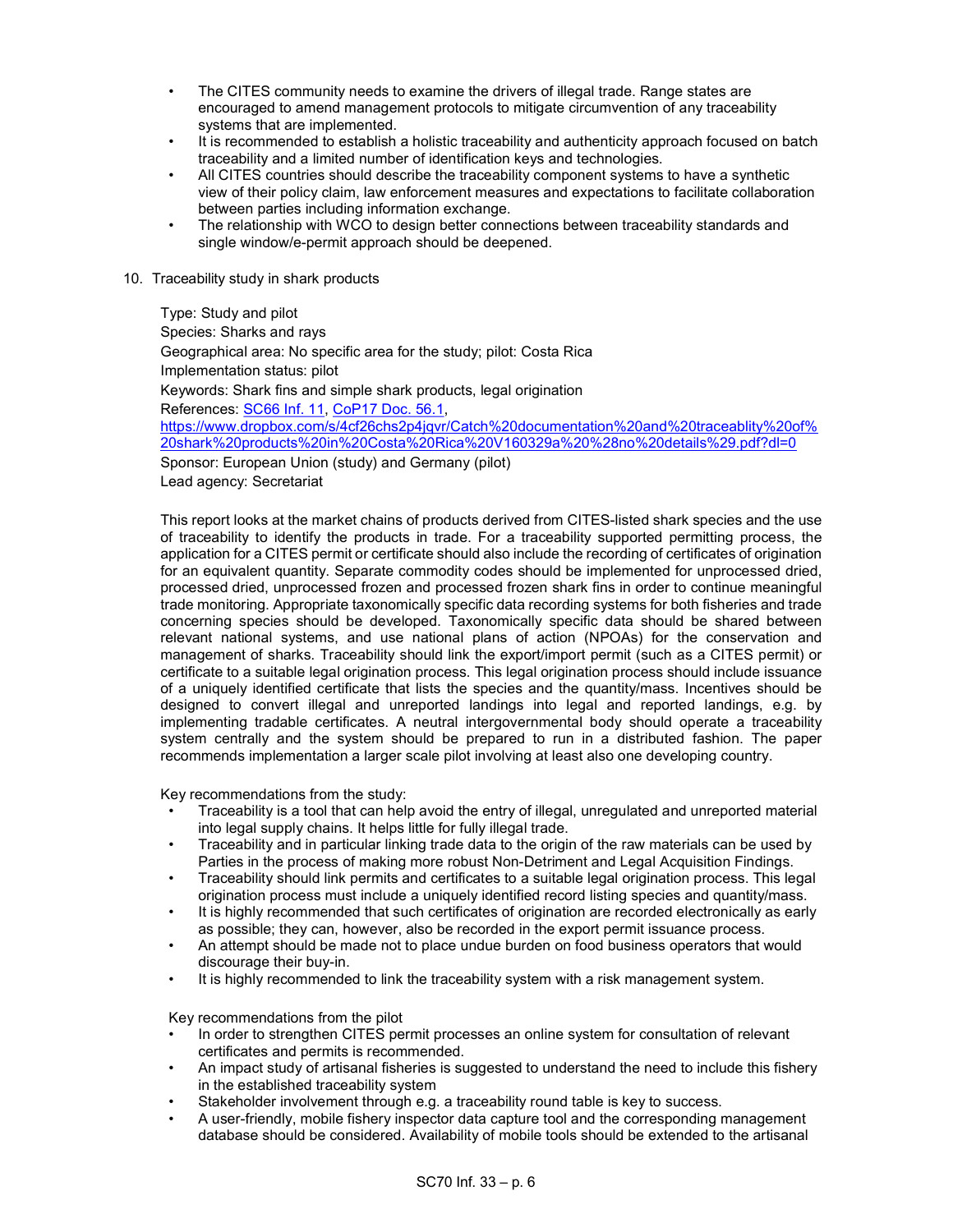- The CITES community needs to examine the drivers of illegal trade. Range states are encouraged to amend management protocols to mitigate circumvention of any traceability systems that are implemented.
- It is recommended to establish a holistic traceability and authenticity approach focused on batch traceability and a limited number of identification keys and technologies.
- All CITES countries should describe the traceability component systems to have a synthetic view of their policy claim, law enforcement measures and expectations to facilitate collaboration between parties including information exchange.
- The relationship with WCO to design better connections between traceability standards and single window/e-permit approach should be deepened.

10. Traceability study in shark products

Type: Study and pilot
Species: Sharks and rays
Geographical area: No specific area for the study; pilot: Costa Rica
Implementation status: pilot
Keywords: Shark fins and simple shark products, legal origination
References: SC66 Inf. 11, CoP17 Doc. 56.1, https://www.dropbox.com/s/4cf26chs2p4jqvr/Catch%20documentation%20and%20traceablity%20of%20shark%20products%20in%20Costa%20Rica%20V160329a%20%28no%20details%29.pdf?dl=0
Sponsor: European Union (study) and Germany (pilot)
Lead agency: Secretariat

This report looks at the market chains of products derived from CITES-listed shark species and the use of traceability to identify the products in trade. For a traceability supported permitting process, the application for a CITES permit or certificate should also include the recording of certificates of origination for an equivalent quantity. Separate commodity codes should be implemented for unprocessed dried, processed dried, unprocessed frozen and processed frozen shark fins in order to continue meaningful trade monitoring. Appropriate taxonomically specific data recording systems for both fisheries and trade concerning species should be developed. Taxonomically specific data should be shared between relevant national systems, and use national plans of action (NPOAs) for the conservation and management of sharks. Traceability should link the export/import permit (such as a CITES permit) or certificate to a suitable legal origination process. This legal origination process should include issuance of a uniquely identified certificate that lists the species and the quantity/mass. Incentives should be designed to convert illegal and unreported landings into legal and reported landings, e.g. by implementing tradable certificates. A neutral intergovernmental body should operate a traceability system centrally and the system should be prepared to run in a distributed fashion. The paper recommends implementation a larger scale pilot involving at least also one developing country.

Key recommendations from the study:

- Traceability is a tool that can help avoid the entry of illegal, unregulated and unreported material into legal supply chains. It helps little for fully illegal trade.
- Traceability and in particular linking trade data to the origin of the raw materials can be used by Parties in the process of making more robust Non-Detriment and Legal Acquisition Findings.
- Traceability should link permits and certificates to a suitable legal origination process. This legal origination process must include a uniquely identified record listing species and quantity/mass.
- It is highly recommended that such certificates of origination are recorded electronically as early as possible; they can, however, also be recorded in the export permit issuance process.
- An attempt should be made not to place undue burden on food business operators that would discourage their buy-in.
- It is highly recommended to link the traceability system with a risk management system.

Key recommendations from the pilot

- In order to strengthen CITES permit processes an online system for consultation of relevant certificates and permits is recommended.
- An impact study of artisanal fisheries is suggested to understand the need to include this fishery in the established traceability system
- Stakeholder involvement through e.g. a traceability round table is key to success.
- A user-friendly, mobile fishery inspector data capture tool and the corresponding management database should be considered. Availability of mobile tools should be extended to the artisanal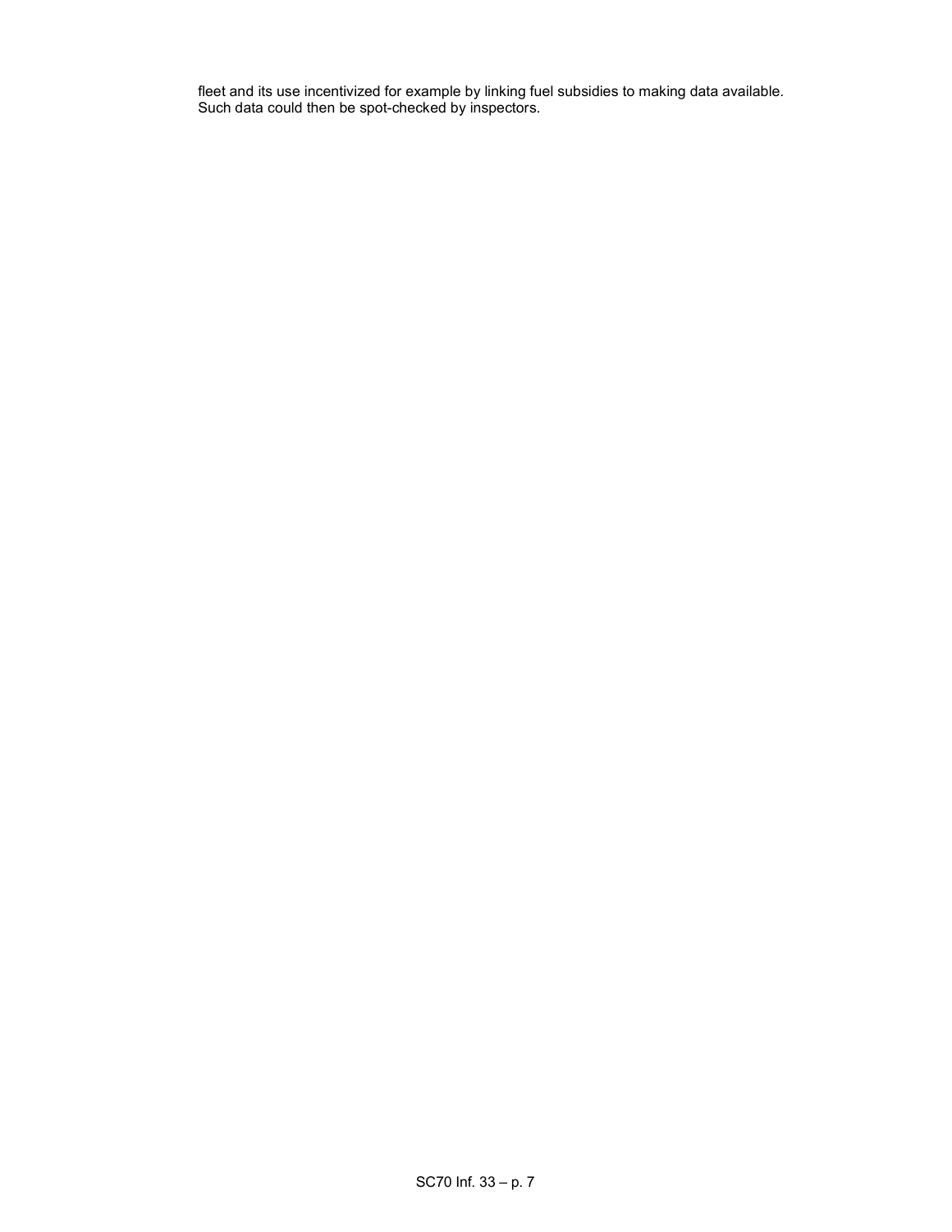fleet and its use incentivized for example by linking fuel subsidies to making data available. Such data could then be spot-checked by inspectors.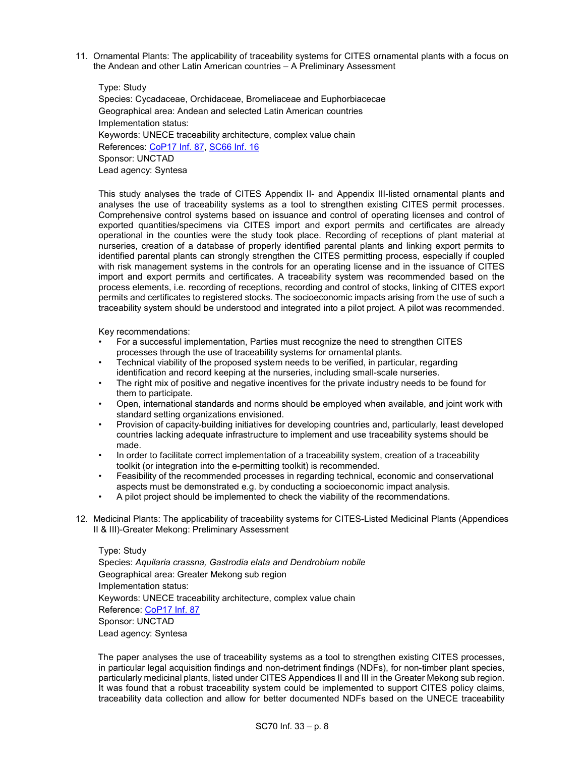11. Ornamental Plants: The applicability of traceability systems for CITES ornamental plants with a focus on the Andean and other Latin American countries – A Preliminary Assessment

    Type: Study
    Species: Cycadaceae, Orchidaceae, Bromeliaceae and Euphorbiacecae
    Geographical area: Andean and selected Latin American countries
    Implementation status:
    Keywords: UNECE traceability architecture, complex value chain
    References: CoP17 Inf. 87, SC66 Inf. 16
    Sponsor: UNCTAD
    Lead agency: Syntesa

    This study analyses the trade of CITES Appendix II- and Appendix III-listed ornamental plants and analyses the use of traceability systems as a tool to strengthen existing CITES permit processes. Comprehensive control systems based on issuance and control of operating licenses and control of exported quantities/specimens via CITES import and export permits and certificates are already operational in the counties were the study took place. Recording of receptions of plant material at nurseries, creation of a database of properly identified parental plants and linking export permits to identified parental plants can strongly strengthen the CITES permitting process, especially if coupled with risk management systems in the controls for an operating license and in the issuance of CITES import and export permits and certificates. A traceability system was recommended based on the process elements, i.e. recording of receptions, recording and control of stocks, linking of CITES export permits and certificates to registered stocks. The socioeconomic impacts arising from the use of such a traceability system should be understood and integrated into a pilot project. A pilot was recommended.

    Key recommendations:

    - For a successful implementation, Parties must recognize the need to strengthen CITES processes through the use of traceability systems for ornamental plants.
    - Technical viability of the proposed system needs to be verified, in particular, regarding identification and record keeping at the nurseries, including small-scale nurseries.
    - The right mix of positive and negative incentives for the private industry needs to be found for them to participate.
    - Open, international standards and norms should be employed when available, and joint work with standard setting organizations envisioned.
    - Provision of capacity-building initiatives for developing countries and, particularly, least developed countries lacking adequate infrastructure to implement and use traceability systems should be made.
    - In order to facilitate correct implementation of a traceability system, creation of a traceability toolkit (or integration into the e-permitting toolkit) is recommended.
    - Feasibility of the recommended processes in regarding technical, economic and conservational aspects must be demonstrated e.g. by conducting a socioeconomic impact analysis.
    - A pilot project should be implemented to check the viability of the recommendations.

12. Medicinal Plants: The applicability of traceability systems for CITES-Listed Medicinal Plants (Appendices II & III)-Greater Mekong: Preliminary Assessment

    Type: Study
    Species: *Aquilaria crassna, Gastrodia elata and Dendrobium nobile*
    Geographical area: Greater Mekong sub region
    Implementation status:
    Keywords: UNECE traceability architecture, complex value chain
    Reference: CoP17 Inf. 87
    Sponsor: UNCTAD
    Lead agency: Syntesa

    The paper analyses the use of traceability systems as a tool to strengthen existing CITES processes, in particular legal acquisition findings and non-detriment findings (NDFs), for non-timber plant species, particularly medicinal plants, listed under CITES Appendices II and III in the Greater Mekong sub region. It was found that a robust traceability system could be implemented to support CITES policy claims, traceability data collection and allow for better documented NDFs based on the UNECE traceability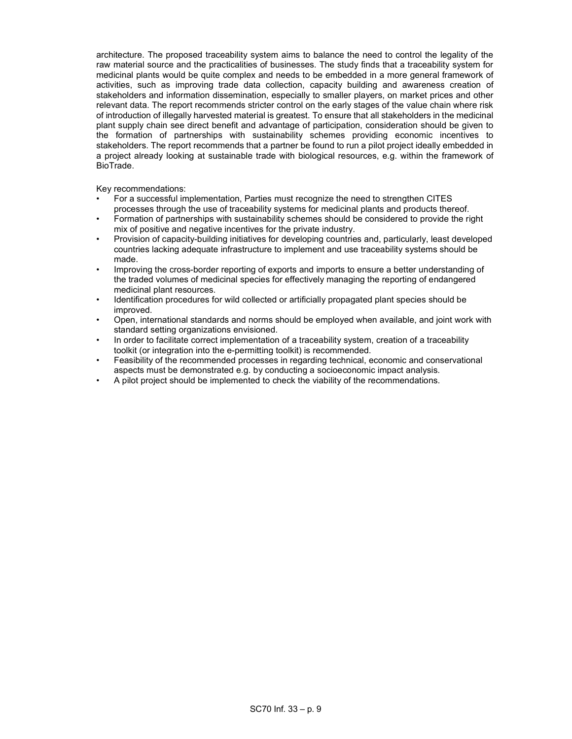architecture. The proposed traceability system aims to balance the need to control the legality of the raw material source and the practicalities of businesses. The study finds that a traceability system for medicinal plants would be quite complex and needs to be embedded in a more general framework of activities, such as improving trade data collection, capacity building and awareness creation of stakeholders and information dissemination, especially to smaller players, on market prices and other relevant data. The report recommends stricter control on the early stages of the value chain where risk of introduction of illegally harvested material is greatest. To ensure that all stakeholders in the medicinal plant supply chain see direct benefit and advantage of participation, consideration should be given to the formation of partnerships with sustainability schemes providing economic incentives to stakeholders. The report recommends that a partner be found to run a pilot project ideally embedded in a project already looking at sustainable trade with biological resources, e.g. within the framework of BioTrade.

Key recommendations:

- For a successful implementation, Parties must recognize the need to strengthen CITES processes through the use of traceability systems for medicinal plants and products thereof.
- Formation of partnerships with sustainability schemes should be considered to provide the right mix of positive and negative incentives for the private industry.
- Provision of capacity-building initiatives for developing countries and, particularly, least developed countries lacking adequate infrastructure to implement and use traceability systems should be made.
- Improving the cross-border reporting of exports and imports to ensure a better understanding of the traded volumes of medicinal species for effectively managing the reporting of endangered medicinal plant resources.
- Identification procedures for wild collected or artificially propagated plant species should be improved.
- Open, international standards and norms should be employed when available, and joint work with standard setting organizations envisioned.
- In order to facilitate correct implementation of a traceability system, creation of a traceability toolkit (or integration into the e-permitting toolkit) is recommended.
- Feasibility of the recommended processes in regarding technical, economic and conservational aspects must be demonstrated e.g. by conducting a socioeconomic impact analysis.
- A pilot project should be implemented to check the viability of the recommendations.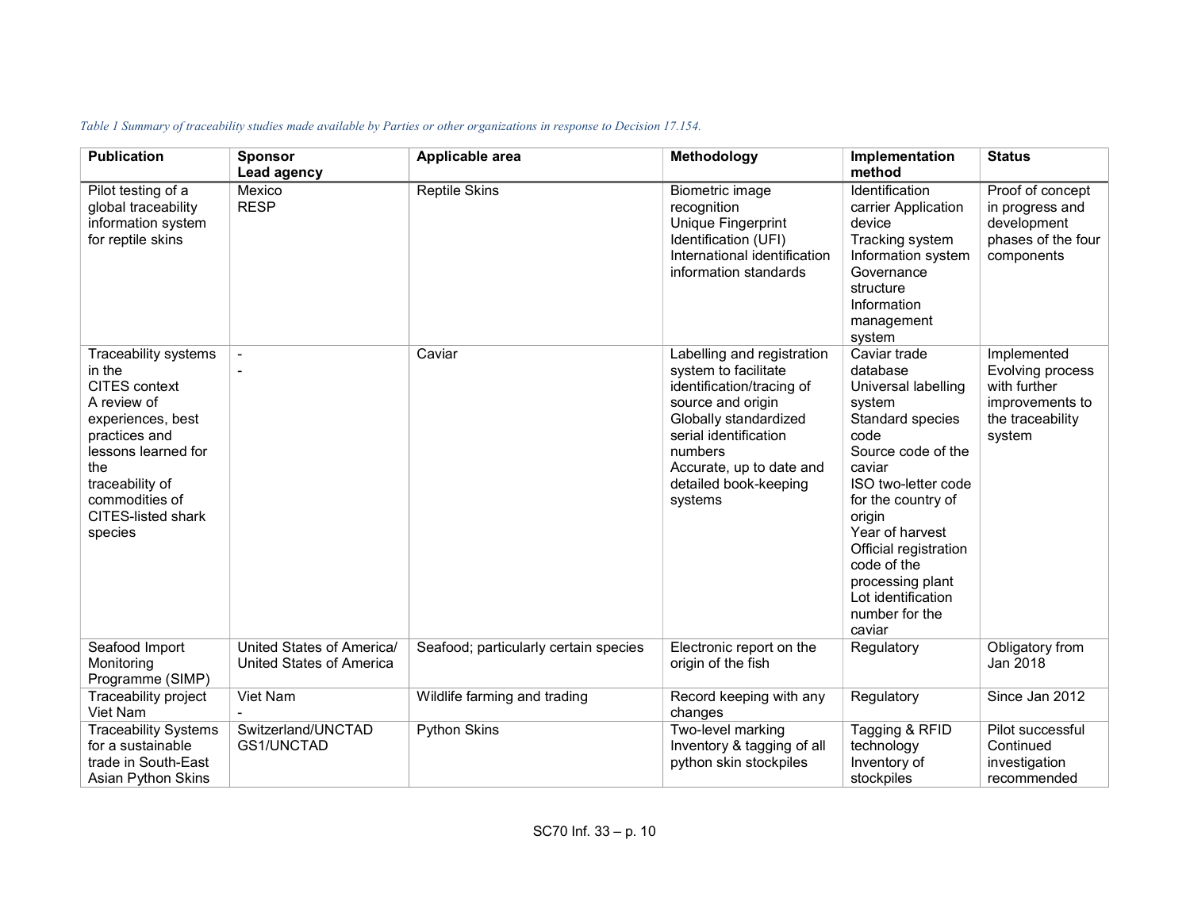*Table 1 Summary of traceability studies made available by Parties or other organizations in response to Decision 17.154.*

| Publication | Sponsor<br>Lead agency | Applicable area | Methodology | Implementation method | Status |
|---|---|---|---|---|---|
| Pilot testing of a global traceability information system for reptile skins | Mexico<br>RESP | Reptile Skins | Biometric image recognition<br>Unique Fingerprint Identification (UFI)<br>International identification information standards | Identification carrier Application device<br>Tracking system<br>Information system<br>Governance structure<br>Information management system | Proof of concept in progress and development phases of the four components |
| Traceability systems in the CITES context A review of experiences, best practices and lessons learned for the traceability of commodities of CITES-listed shark species | -<br>- | Caviar | Labelling and registration system to facilitate identification/tracing of source and origin<br>Globally standardized serial identification numbers<br>Accurate, up to date and detailed book-keeping systems | Caviar trade database<br>Universal labelling system<br>Standard species code<br>Source code of the caviar<br>ISO two-letter code for the country of origin<br>Year of harvest<br>Official registration code of the processing plant<br>Lot identification number for the caviar | Implemented<br>Evolving process with further improvements to the traceability system |
| Seafood Import Monitoring Programme (SIMP) | United States of America/<br>United States of America | Seafood; particularly certain species | Electronic report on the origin of the fish | Regulatory | Obligatory from Jan 2018 |
| Traceability project Viet Nam | Viet Nam<br>- | Wildlife farming and trading | Record keeping with any changes | Regulatory | Since Jan 2012 |
| Traceability Systems for a sustainable trade in South-East Asian Python Skins | Switzerland/UNCTAD<br>GS1/UNCTAD | Python Skins | Two-level marking<br>Inventory & tagging of all python skin stockpiles | Tagging & RFID technology<br>Inventory of stockpiles | Pilot successful<br>Continued investigation recommended |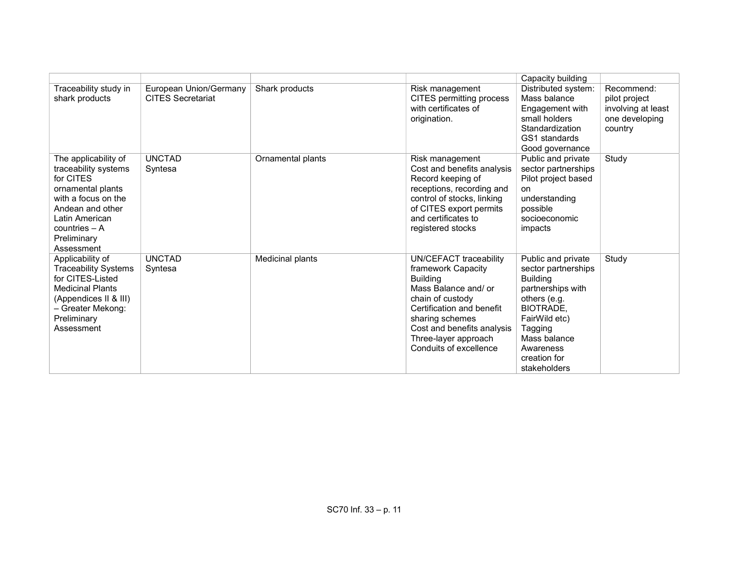| | | | | | |
|---|---|---|---|---|---|
| | | | | Capacity building | |
| Traceability study in shark products | European Union/Germany CITES Secretariat | Shark products | Risk management CITES permitting process with certificates of origination. | Distributed system: Mass balance Engagement with small holders Standardization GS1 standards Good governance | Recommend: pilot project involving at least one developing country |
| The applicability of traceability systems for CITES ornamental plants with a focus on the Andean and other Latin American countries – A Preliminary Assessment | UNCTAD Syntesa | Ornamental plants | Risk management Cost and benefits analysis Record keeping of receptions, recording and control of stocks, linking of CITES export permits and certificates to registered stocks | Public and private sector partnerships Pilot project based on understanding possible socioeconomic impacts | Study |
| Applicability of Traceability Systems for CITES-Listed Medicinal Plants (Appendices II & III) – Greater Mekong: Preliminary Assessment | UNCTAD Syntesa | Medicinal plants | UN/CEFACT traceability framework Capacity Building Mass Balance and/ or chain of custody Certification and benefit sharing schemes Cost and benefits analysis Three-layer approach Conduits of excellence | Public and private sector partnerships Building partnerships with others (e.g. BIOTRADE, FairWild etc) Tagging Mass balance Awareness creation for stakeholders | Study |